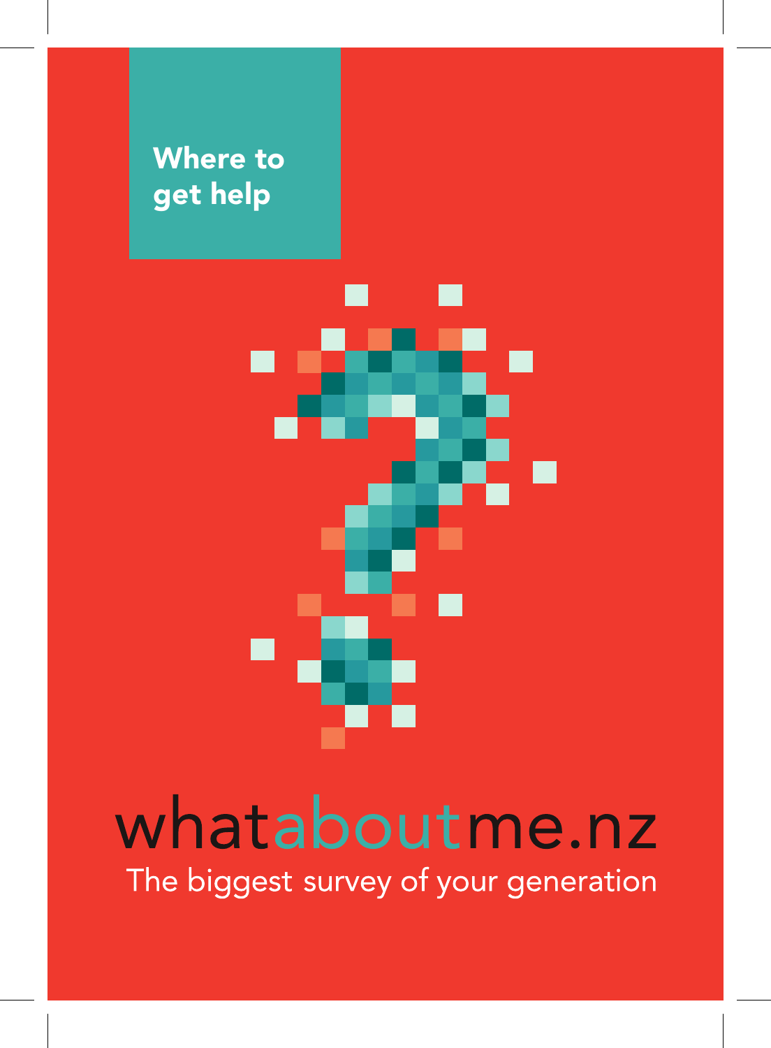# Where to get help

whataboutme.nz

The biggest survey of your generation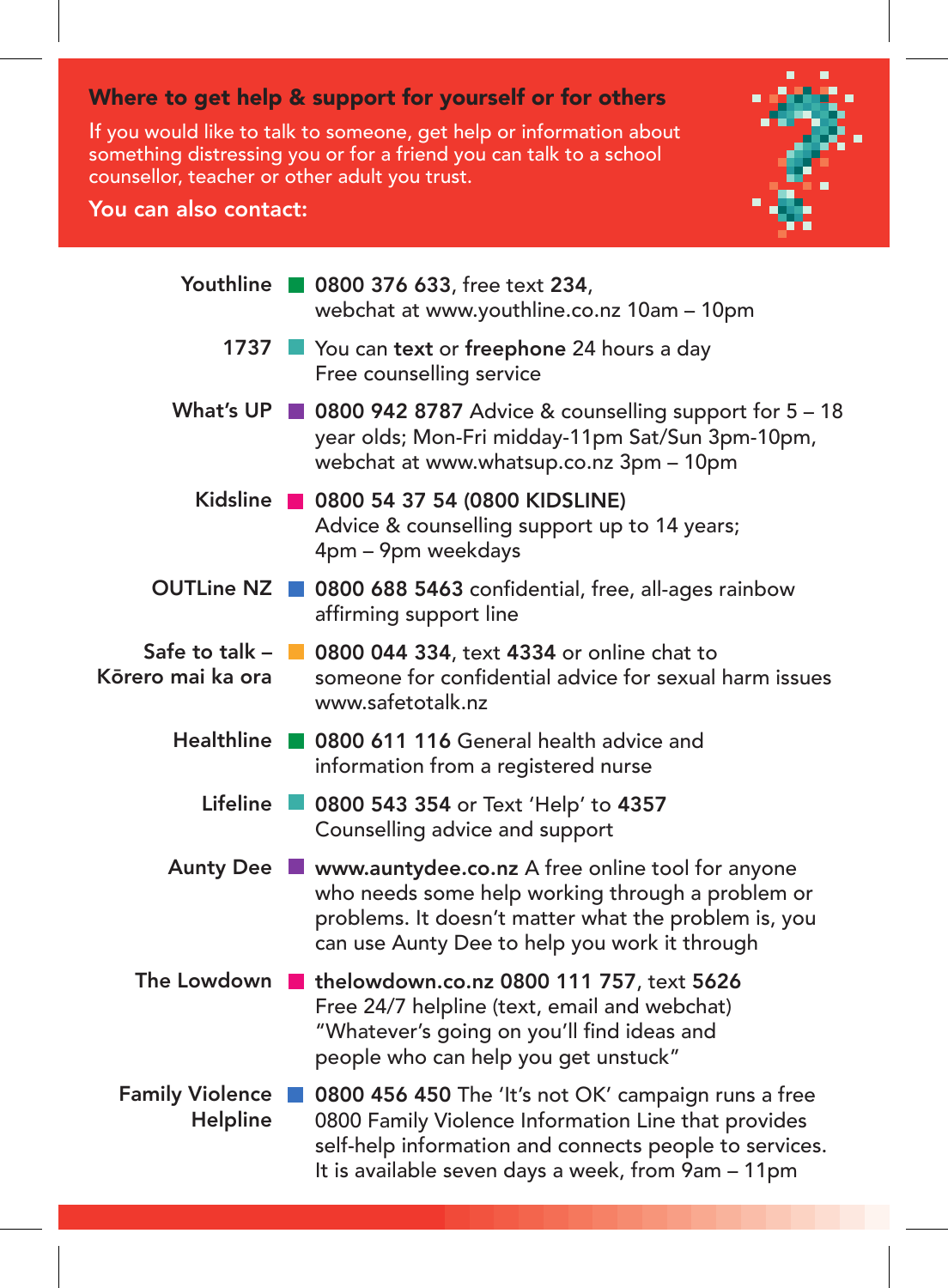## Where to get help & support for yourself or for others

If you would like to talk to someone, get help or information about something distressing you or for a friend you can talk to a school counsellor, teacher or other adult you trust.

**You can also contact:**

| | |
|---|---|
| **Youthline** | **0800 376 633**, free text **234**, webchat at www.youthline.co.nz 10am – 10pm |
| **1737** | You can **text** or **freephone** 24 hours a day<br>Free counselling service |
| **What's UP** | **0800 942 8787** Advice & counselling support for 5 – 18 year olds; Mon-Fri midday-11pm Sat/Sun 3pm-10pm, webchat at www.whatsup.co.nz 3pm – 10pm |
| **Kidsline** | **0800 54 37 54 (0800 KIDSLINE)**<br>Advice & counselling support up to 14 years; 4pm – 9pm weekdays |
| **OUTLine NZ** | **0800 688 5463** confidential, free, all-ages rainbow affirming support line |
| **Safe to talk – Kōrero mai ka ora** | **0800 044 334**, text **4334** or online chat to someone for confidential advice for sexual harm issues www.safetotalk.nz |
| **Healthline** | **0800 611 116** General health advice and information from a registered nurse |
| **Lifeline** | **0800 543 354** or Text 'Help' to **4357**<br>Counselling advice and support |
| **Aunty Dee** | **www.auntydee.co.nz** A free online tool for anyone who needs some help working through a problem or problems. It doesn't matter what the problem is, you can use Aunty Dee to help you work it through |
| **The Lowdown** | **thelowdown.co.nz 0800 111 757**, text **5626**<br>Free 24/7 helpline (text, email and webchat) "Whatever's going on you'll find ideas and people who can help you get unstuck" |
| **Family Violence Helpline** | **0800 456 450** The 'It's not OK' campaign runs a free 0800 Family Violence Information Line that provides self-help information and connects people to services. It is available seven days a week, from 9am – 11pm |